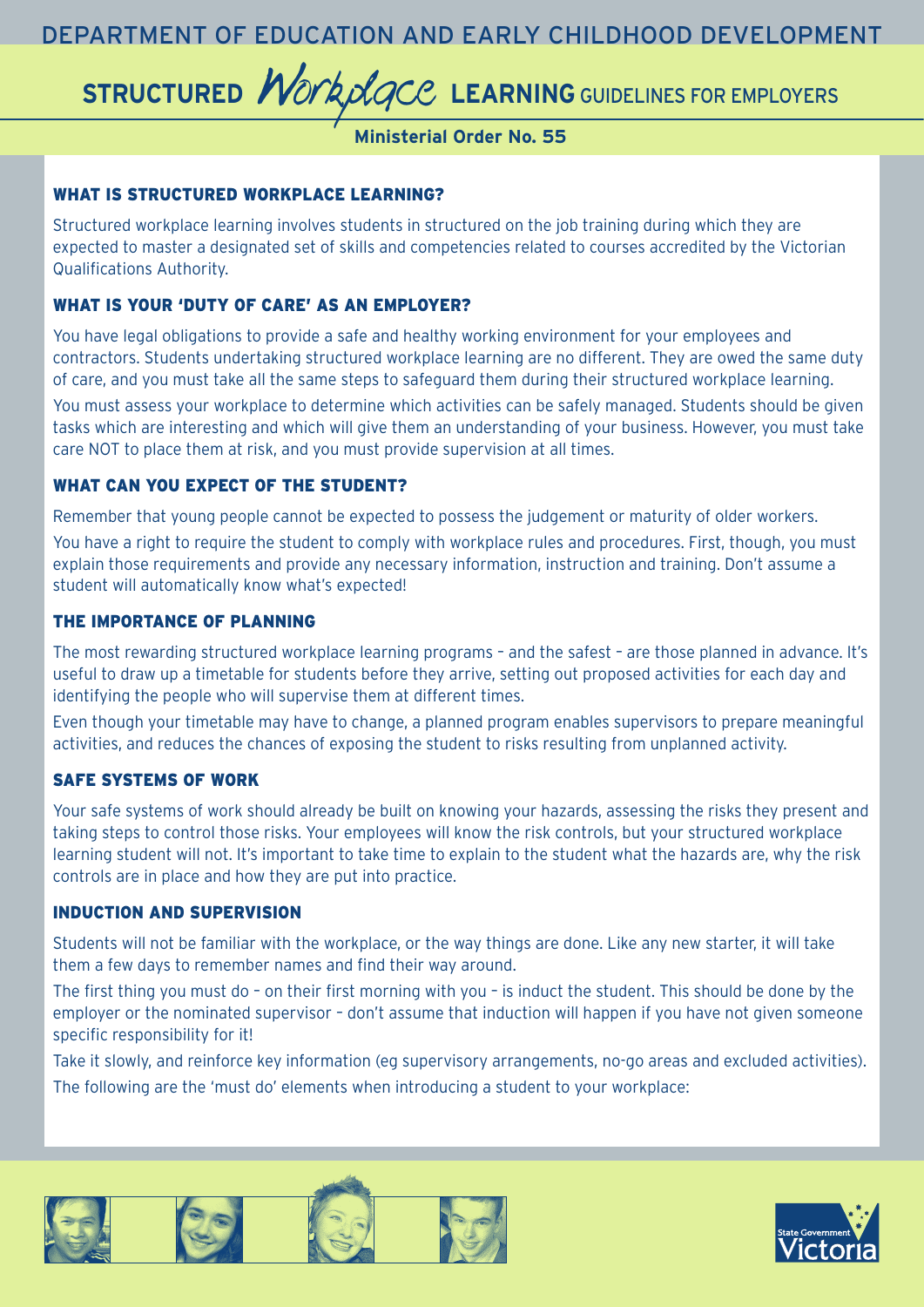DEPARTMENT OF EDUCATION AND EARLY CHILDHOOD DEVELOPMENT

# STRUCTURED *Workplace* LEARNING GUIDELINES FOR EMPLOYERS

**Ministerial Order No. 55**

## WHAT IS STRUCTURED WORKPLACE LEARNING?

Structured workplace learning involves students in structured on the job training during which they are expected to master a designated set of skills and competencies related to courses accredited by the Victorian Qualifications Authority.

## WHAT IS YOUR 'DUTY OF CARE' AS AN EMPLOYER?

You have legal obligations to provide a safe and healthy working environment for your employees and contractors. Students undertaking structured workplace learning are no different. They are owed the same duty of care, and you must take all the same steps to safeguard them during their structured workplace learning.

You must assess your workplace to determine which activities can be safely managed. Students should be given tasks which are interesting and which will give them an understanding of your business. However, you must take care NOT to place them at risk, and you must provide supervision at all times.

## WHAT CAN YOU EXPECT OF THE STUDENT?

Remember that young people cannot be expected to possess the judgement or maturity of older workers.

You have a right to require the student to comply with workplace rules and procedures. First, though, you must explain those requirements and provide any necessary information, instruction and training. Don't assume a student will automatically know what's expected!

## THE IMPORTANCE OF PLANNING

The most rewarding structured workplace learning programs – and the safest – are those planned in advance. It's useful to draw up a timetable for students before they arrive, setting out proposed activities for each day and identifying the people who will supervise them at different times.

Even though your timetable may have to change, a planned program enables supervisors to prepare meaningful activities, and reduces the chances of exposing the student to risks resulting from unplanned activity.

## SAFE SYSTEMS OF WORK

Your safe systems of work should already be built on knowing your hazards, assessing the risks they present and taking steps to control those risks. Your employees will know the risk controls, but your structured workplace learning student will not. It's important to take time to explain to the student what the hazards are, why the risk controls are in place and how they are put into practice.

## INDUCTION AND SUPERVISION

Students will not be familiar with the workplace, or the way things are done. Like any new starter, it will take them a few days to remember names and find their way around.

The first thing you must do – on their first morning with you – is induct the student. This should be done by the employer or the nominated supervisor – don't assume that induction will happen if you have not given someone specific responsibility for it!

Take it slowly, and reinforce key information (eg supervisory arrangements, no-go areas and excluded activities).

The following are the 'must do' elements when introducing a student to your workplace: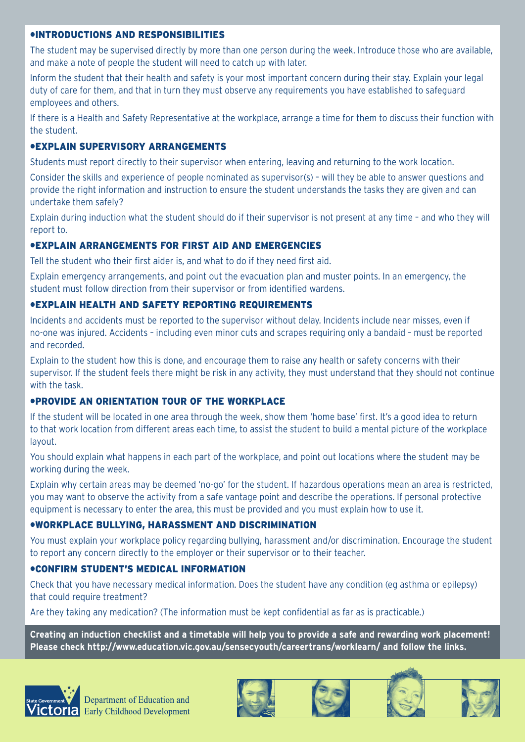## •INTRODUCTIONS AND RESPONSIBILITIES

The student may be supervised directly by more than one person during the week. Introduce those who are available, and make a note of people the student will need to catch up with later.

Inform the student that their health and safety is your most important concern during their stay. Explain your legal duty of care for them, and that in turn they must observe any requirements you have established to safeguard employees and others.

If there is a Health and Safety Representative at the workplace, arrange a time for them to discuss their function with the student.

## •EXPLAIN SUPERVISORY ARRANGEMENTS

Students must report directly to their supervisor when entering, leaving and returning to the work location.

Consider the skills and experience of people nominated as supervisor(s) – will they be able to answer questions and provide the right information and instruction to ensure the student understands the tasks they are given and can undertake them safely?

Explain during induction what the student should do if their supervisor is not present at any time – and who they will report to.

## •EXPLAIN ARRANGEMENTS FOR FIRST AID AND EMERGENCIES

Tell the student who their first aider is, and what to do if they need first aid.

Explain emergency arrangements, and point out the evacuation plan and muster points. In an emergency, the student must follow direction from their supervisor or from identified wardens.

## •EXPLAIN HEALTH AND SAFETY REPORTING REQUIREMENTS

Incidents and accidents must be reported to the supervisor without delay. Incidents include near misses, even if no-one was injured. Accidents – including even minor cuts and scrapes requiring only a bandaid – must be reported and recorded.

Explain to the student how this is done, and encourage them to raise any health or safety concerns with their supervisor. If the student feels there might be risk in any activity, they must understand that they should not continue with the task.

## •PROVIDE AN ORIENTATION TOUR OF THE WORKPLACE

If the student will be located in one area through the week, show them 'home base' first. It's a good idea to return to that work location from different areas each time, to assist the student to build a mental picture of the workplace layout.

You should explain what happens in each part of the workplace, and point out locations where the student may be working during the week.

Explain why certain areas may be deemed 'no-go' for the student. If hazardous operations mean an area is restricted, you may want to observe the activity from a safe vantage point and describe the operations. If personal protective equipment is necessary to enter the area, this must be provided and you must explain how to use it.

## •WORKPLACE BULLYING, HARASSMENT AND DISCRIMINATION

You must explain your workplace policy regarding bullying, harassment and/or discrimination. Encourage the student to report any concern directly to the employer or their supervisor or to their teacher.

## •CONFIRM STUDENT'S MEDICAL INFORMATION

Check that you have necessary medical information. Does the student have any condition (eg asthma or epilepsy) that could require treatment?

Are they taking any medication? (The information must be kept confidential as far as is practicable.)

**Creating an induction checklist and a timetable will help you to provide a safe and rewarding work placement! Please check http://www.education.vic.gov.au/sensecyouth/careertrans/worklearn/ and follow the links.**

State Government Victoria

Department of Education and Early Childhood Development